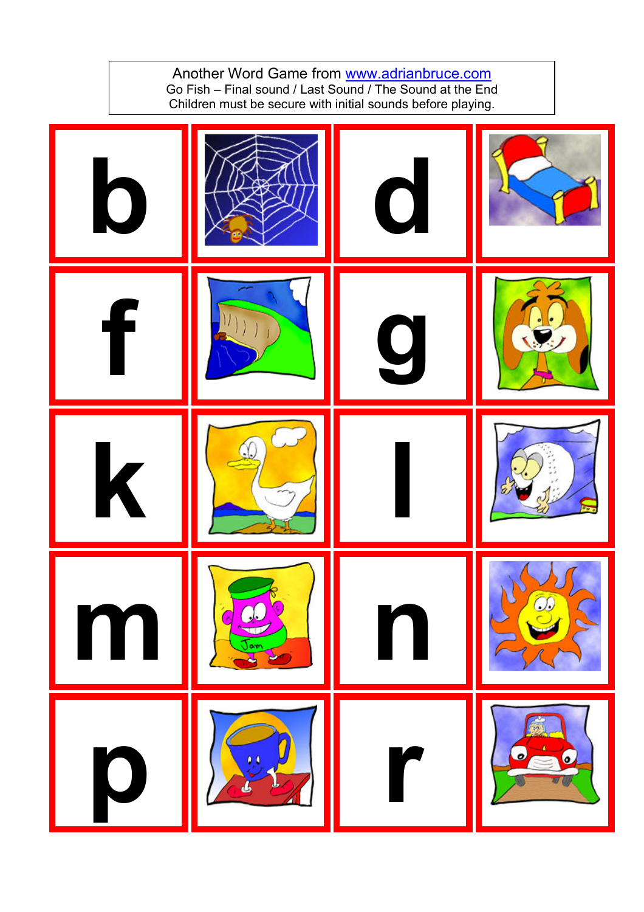Another Word Game from [www.adrianbruce.com](http://www.adrianbruce.com)
Go Fish – Final sound / Last Sound / The Sound at the End
Children must be secure with initial sounds before playing.

| | | | |
|---|---|---|---|
| b | | d | |
| f | | g | |
| k | | l | |
| m | | n | |
| p | | r | |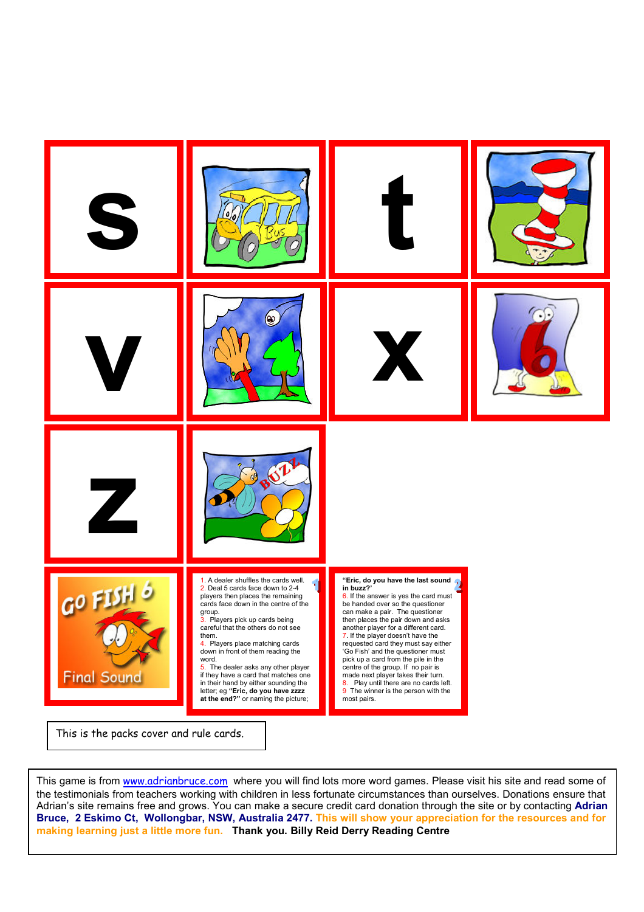s

t

v

x

z

GO FISH 6

Final Sound

1. A dealer shuffles the cards well.
2. Deal 5 cards face down to 2-4 players then places the remaining cards face down in the centre of the group.
3. Players pick up cards being careful that the others do not see them.
4. Players place matching cards down in front of them reading the word.
5. The dealer asks any other player if they have a card that matches one in their hand by either sounding the letter; eg **"Eric, do you have zzzz at the end?"** or naming the picture;

**"Eric, do you have the last sound in buzz?'**
6. If the answer is yes the card must be handed over so the questioner can make a pair. The questioner then places the pair down and asks another player for a different card.
7. If the player doesn't have the requested card they must say either 'Go Fish' and the questioner must pick up a card from the pile in the centre of the group. If no pair is made next player takes their turn.
8. Play until there are no cards left.
9 The winner is the person with the most pairs.

This is the packs cover and rule cards.

This game is from www.adrianbruce.com where you will find lots more word games. Please visit his site and read some of the testimonials from teachers working with children in less fortunate circumstances than ourselves. Donations ensure that Adrian's site remains free and grows. You can make a secure credit card donation through the site or by contacting **Adrian Bruce, 2 Eskimo Ct, Wollongbar, NSW, Australia 2477.** **This will show your appreciation for the resources and for making learning just a little more fun.** **Thank you. Billy Reid Derry Reading Centre**